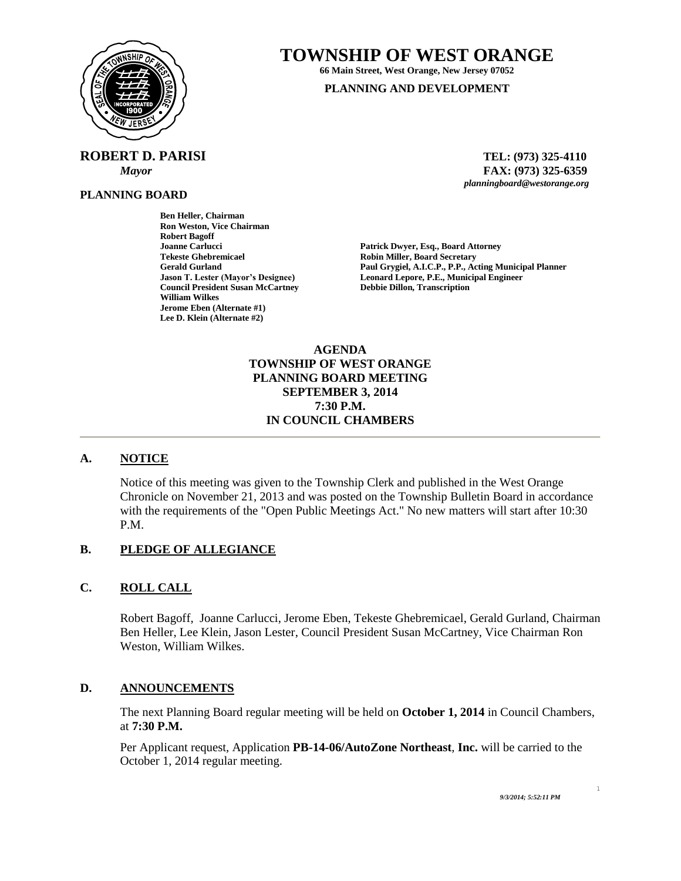# TOWNSHIP OF WEST ORANGE

**66 Main Street, West Orange, New Jersey 07052**

**PLANNING AND DEVELOPMENT**

**ROBERT D. PARISI**
*Mayor*

**TEL: (973) 325-4110**
**FAX: (973) 325-6359**
*planningboard@westorange.org*

**PLANNING BOARD**

**Ben Heller, Chairman**
**Ron Weston, Vice Chairman**
**Robert Bagoff**
**Joanne Carlucci**
**Tekeste Ghebremicael**
**Gerald Gurland**
**Jason T. Lester (Mayor's Designee)**
**Council President Susan McCartney**
**William Wilkes**
**Jerome Eben (Alternate #1)**
**Lee D. Klein (Alternate #2)**

**Patrick Dwyer, Esq., Board Attorney**
**Robin Miller, Board Secretary**
**Paul Grygiel, A.I.C.P., P.P., Acting Municipal Planner**
**Leonard Lepore, P.E., Municipal Engineer**
**Debbie Dillon, Transcription**

**AGENDA**
**TOWNSHIP OF WEST ORANGE**
**PLANNING BOARD MEETING**
**SEPTEMBER 3, 2014**
**7:30 P.M.**
**IN COUNCIL CHAMBERS**

---

## A. NOTICE

Notice of this meeting was given to the Township Clerk and published in the West Orange Chronicle on November 21, 2013 and was posted on the Township Bulletin Board in accordance with the requirements of the "Open Public Meetings Act." No new matters will start after 10:30 P.M.

## B. PLEDGE OF ALLEGIANCE

## C. ROLL CALL

Robert Bagoff, Joanne Carlucci, Jerome Eben, Tekeste Ghebremicael, Gerald Gurland, Chairman Ben Heller, Lee Klein, Jason Lester, Council President Susan McCartney, Vice Chairman Ron Weston, William Wilkes.

## D. ANNOUNCEMENTS

The next Planning Board regular meeting will be held on **October 1, 2014** in Council Chambers, at **7:30 P.M.**

Per Applicant request, Application **PB-14-06/AutoZone Northeast**, **Inc.** will be carried to the October 1, 2014 regular meeting.

*9/3/2014; 5:52:11 PM*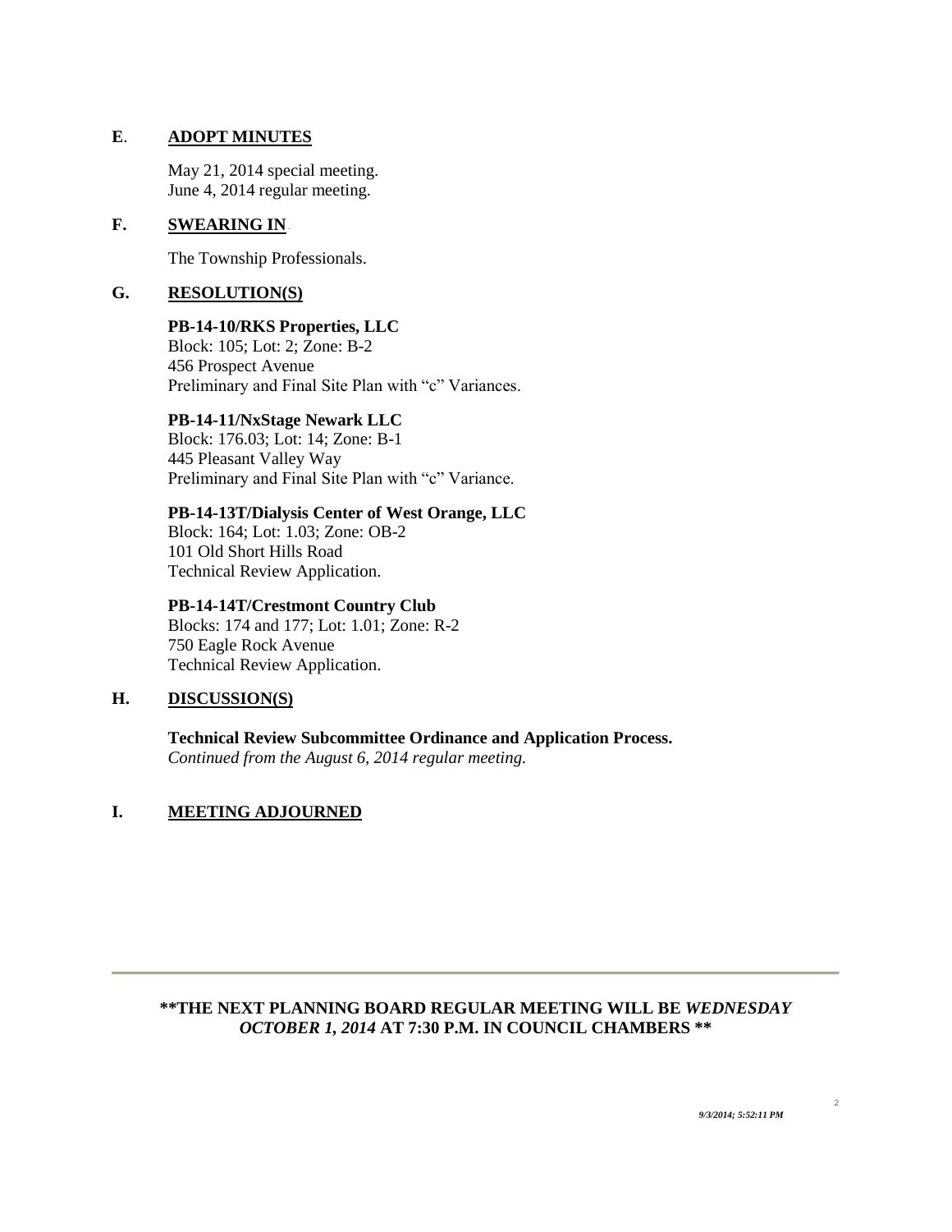## E. ADOPT MINUTES

May 21, 2014 special meeting.
June 4, 2014 regular meeting.

## F. SWEARING IN

The Township Professionals.

## G. RESOLUTION(S)

**PB-14-10/RKS Properties, LLC**
Block: 105; Lot: 2; Zone: B-2
456 Prospect Avenue
Preliminary and Final Site Plan with "c" Variances.

**PB-14-11/NxStage Newark LLC**
Block: 176.03; Lot: 14; Zone: B-1
445 Pleasant Valley Way
Preliminary and Final Site Plan with "c" Variance.

**PB-14-13T/Dialysis Center of West Orange, LLC**
Block: 164; Lot: 1.03; Zone: OB-2
101 Old Short Hills Road
Technical Review Application.

**PB-14-14T/Crestmont Country Club**
Blocks: 174 and 177; Lot: 1.01; Zone: R-2
750 Eagle Rock Avenue
Technical Review Application.

## H. DISCUSSION(S)

**Technical Review Subcommittee Ordinance and Application Process.**
*Continued from the August 6, 2014 regular meeting.*

## I. MEETING ADJOURNED

---

**\*\*THE NEXT PLANNING BOARD REGULAR MEETING WILL BE *WEDNESDAY OCTOBER 1, 2014* AT 7:30 P.M. IN COUNCIL CHAMBERS \*\***

*9/3/2014; 5:52:11 PM*